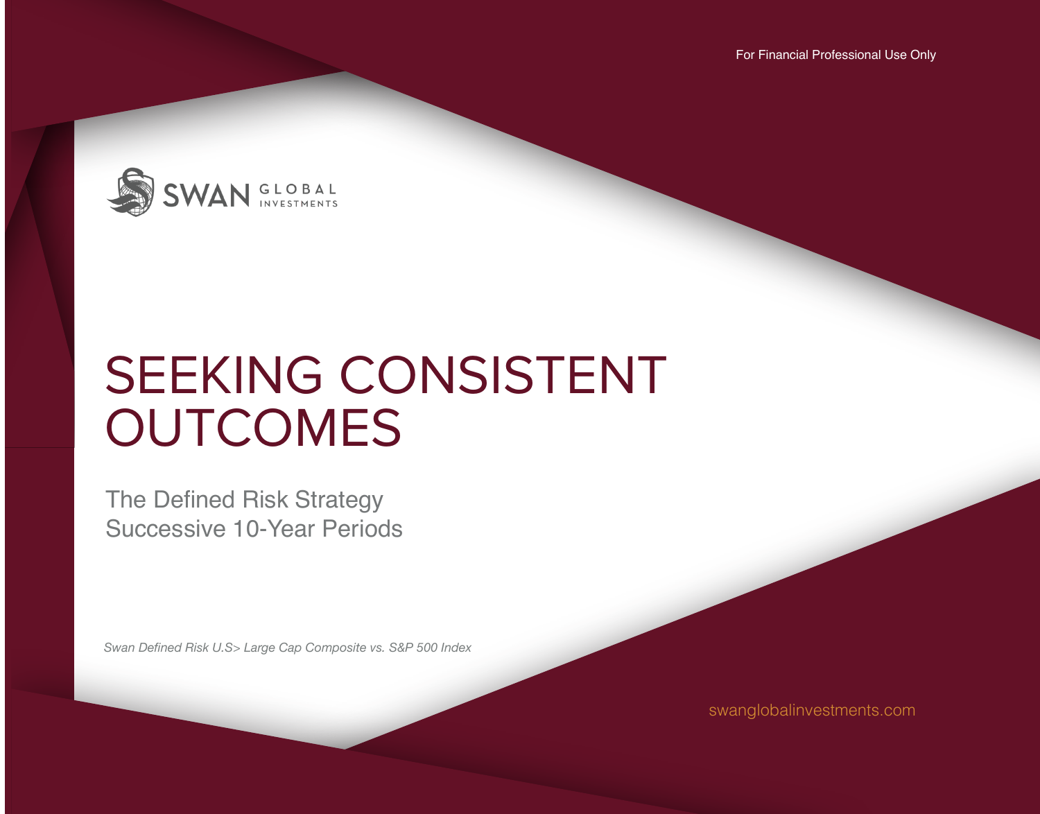For Financial Professional Use Only

SWAN GLOBAL INVESTMENTS

# SEEKING CONSISTENT OUTCOMES

## The Defined Risk Strategy Successive 10-Year Periods

*Swan Defined Risk U.S> Large Cap Composite vs. S&P 500 Index*

swanglobalinvestments.com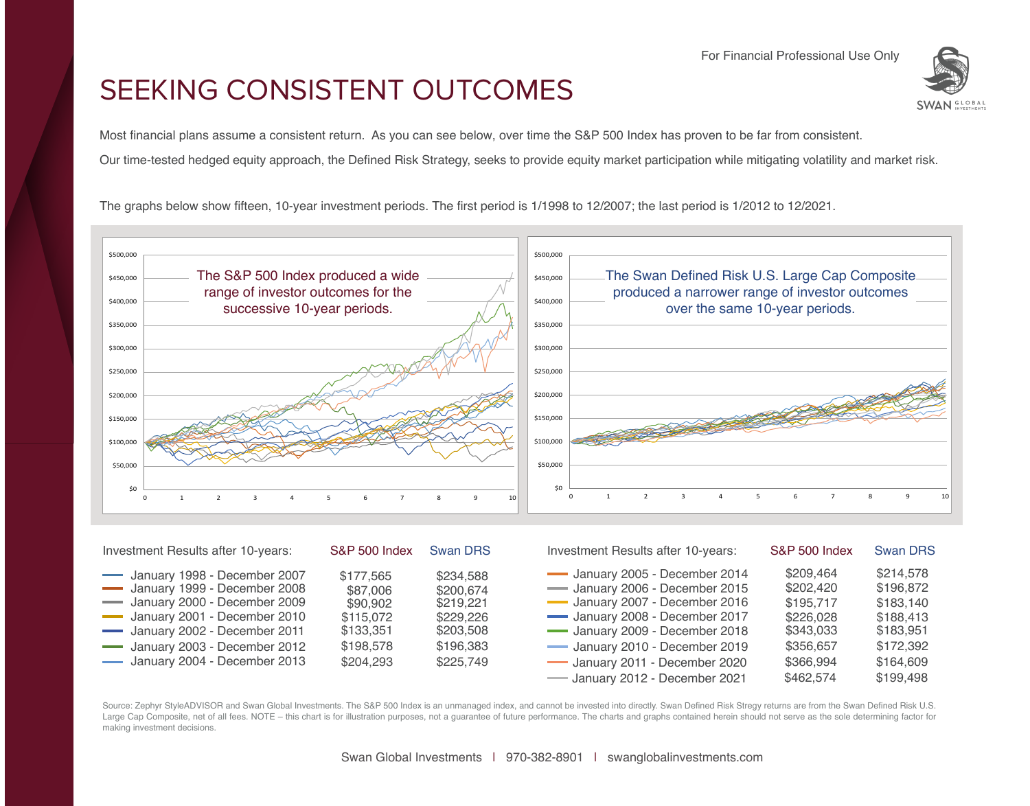For Financial Professional Use Only

# SEEKING CONSISTENT OUTCOMES

Most financial plans assume a consistent return. As you can see below, over time the S&P 500 Index has proven to be far from consistent.

Our time-tested hedged equity approach, the Defined Risk Strategy, seeks to provide equity market participation while mitigating volatility and market risk.

The graphs below show fifteen, 10-year investment periods. The first period is 1/1998 to 12/2007; the last period is 1/2012 to 12/2021.

The S&P 500 Index produced a wide range of investor outcomes for the successive 10-year periods.

The Swan Defined Risk U.S. Large Cap Composite produced a narrower range of investor outcomes over the same 10-year periods.

| Investment Results after 10-years: | S&P 500 Index | Swan DRS |
|---|---|---|
| January 1998 - December 2007 | $177,565 | $234,588 |
| January 1999 - December 2008 | $87,006 | $200,674 |
| January 2000 - December 2009 | $90,902 | $219,221 |
| January 2001 - December 2010 | $115,072 | $229,226 |
| January 2002 - December 2011 | $133,351 | $203,508 |
| January 2003 - December 2012 | $198,578 | $196,383 |
| January 2004 - December 2013 | $204,293 | $225,749 |

| Investment Results after 10-years: | S&P 500 Index | Swan DRS |
|---|---|---|
| January 2005 - December 2014 | $209,464 | $214,578 |
| January 2006 - December 2015 | $202,420 | $196,872 |
| January 2007 - December 2016 | $195,717 | $183,140 |
| January 2008 - December 2017 | $226,028 | $188,413 |
| January 2009 - December 2018 | $343,033 | $183,951 |
| January 2010 - December 2019 | $356,657 | $172,392 |
| January 2011 - December 2020 | $366,994 | $164,609 |
| January 2012 - December 2021 | $462,574 | $199,498 |

Source: Zephyr StyleADVISOR and Swan Global Investments. The S&P 500 Index is an unmanaged index, and cannot be invested into directly. Swan Defined Risk Stregy returns are from the Swan Defined Risk U.S. Large Cap Composite, net of all fees. NOTE – this chart is for illustration purposes, not a guarantee of future performance. The charts and graphs contained herein should not serve as the sole determining factor for making investment decisions.

Swan Global Investments | 970-382-8901 | swanglobalinvestments.com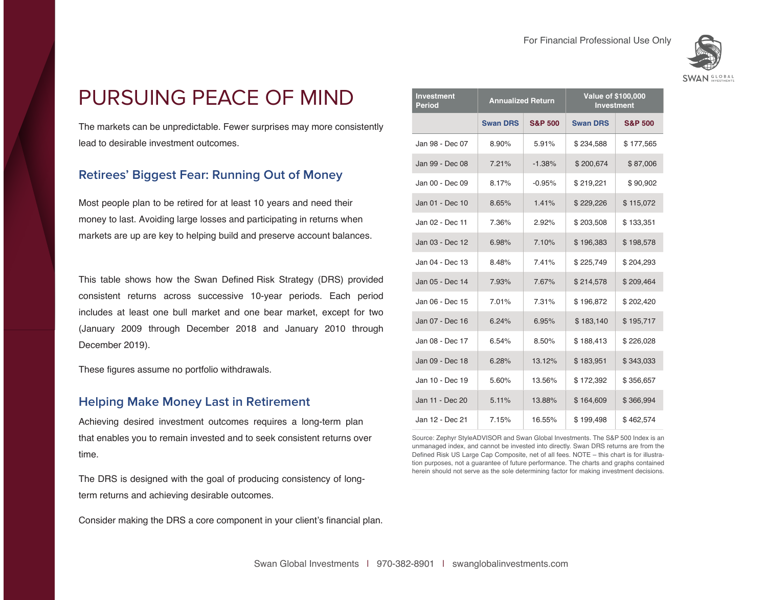For Financial Professional Use Only

# PURSUING PEACE OF MIND

The markets can be unpredictable. Fewer surprises may more consistently lead to desirable investment outcomes.

## Retirees' Biggest Fear: Running Out of Money

Most people plan to be retired for at least 10 years and need their money to last. Avoiding large losses and participating in returns when markets are up are key to helping build and preserve account balances.

This table shows how the Swan Defined Risk Strategy (DRS) provided consistent returns across successive 10-year periods. Each period includes at least one bull market and one bear market, except for two (January 2009 through December 2018 and January 2010 through December 2019).

These figures assume no portfolio withdrawals.

## Helping Make Money Last in Retirement

Achieving desired investment outcomes requires a long-term plan that enables you to remain invested and to seek consistent returns over time.

The DRS is designed with the goal of producing consistency of long-term returns and achieving desirable outcomes.

Consider making the DRS a core component in your client's financial plan.

| Investment Period | Annualized Return | | Value of $100,000 Investment | |
|---|---|---|---|---|
| | Swan DRS | S&P 500 | Swan DRS | S&P 500 |
| Jan 98 - Dec 07 | 8.90% | 5.91% | $ 234,588 | $ 177,565 |
| Jan 99 - Dec 08 | 7.21% | -1.38% | $ 200,674 | $ 87,006 |
| Jan 00 - Dec 09 | 8.17% | -0.95% | $ 219,221 | $ 90,902 |
| Jan 01 - Dec 10 | 8.65% | 1.41% | $ 229,226 | $ 115,072 |
| Jan 02 - Dec 11 | 7.36% | 2.92% | $ 203,508 | $ 133,351 |
| Jan 03 - Dec 12 | 6.98% | 7.10% | $ 196,383 | $ 198,578 |
| Jan 04 - Dec 13 | 8.48% | 7.41% | $ 225,749 | $ 204,293 |
| Jan 05 - Dec 14 | 7.93% | 7.67% | $ 214,578 | $ 209,464 |
| Jan 06 - Dec 15 | 7.01% | 7.31% | $ 196,872 | $ 202,420 |
| Jan 07 - Dec 16 | 6.24% | 6.95% | $ 183,140 | $ 195,717 |
| Jan 08 - Dec 17 | 6.54% | 8.50% | $ 188,413 | $ 226,028 |
| Jan 09 - Dec 18 | 6.28% | 13.12% | $ 183,951 | $ 343,033 |
| Jan 10 - Dec 19 | 5.60% | 13.56% | $ 172,392 | $ 356,657 |
| Jan 11 - Dec 20 | 5.11% | 13.88% | $ 164,609 | $ 366,994 |
| Jan 12 - Dec 21 | 7.15% | 16.55% | $ 199,498 | $ 462,574 |

Source: Zephyr StyleADVISOR and Swan Global Investments. The S&P 500 Index is an unmanaged index, and cannot be invested into directly. Swan DRS returns are from the Defined Risk US Large Cap Composite, net of all fees. NOTE – this chart is for illustration purposes, not a guarantee of future performance. The charts and graphs contained herein should not serve as the sole determining factor for making investment decisions.

Swan Global Investments | 970-382-8901 | swanglobalinvestments.com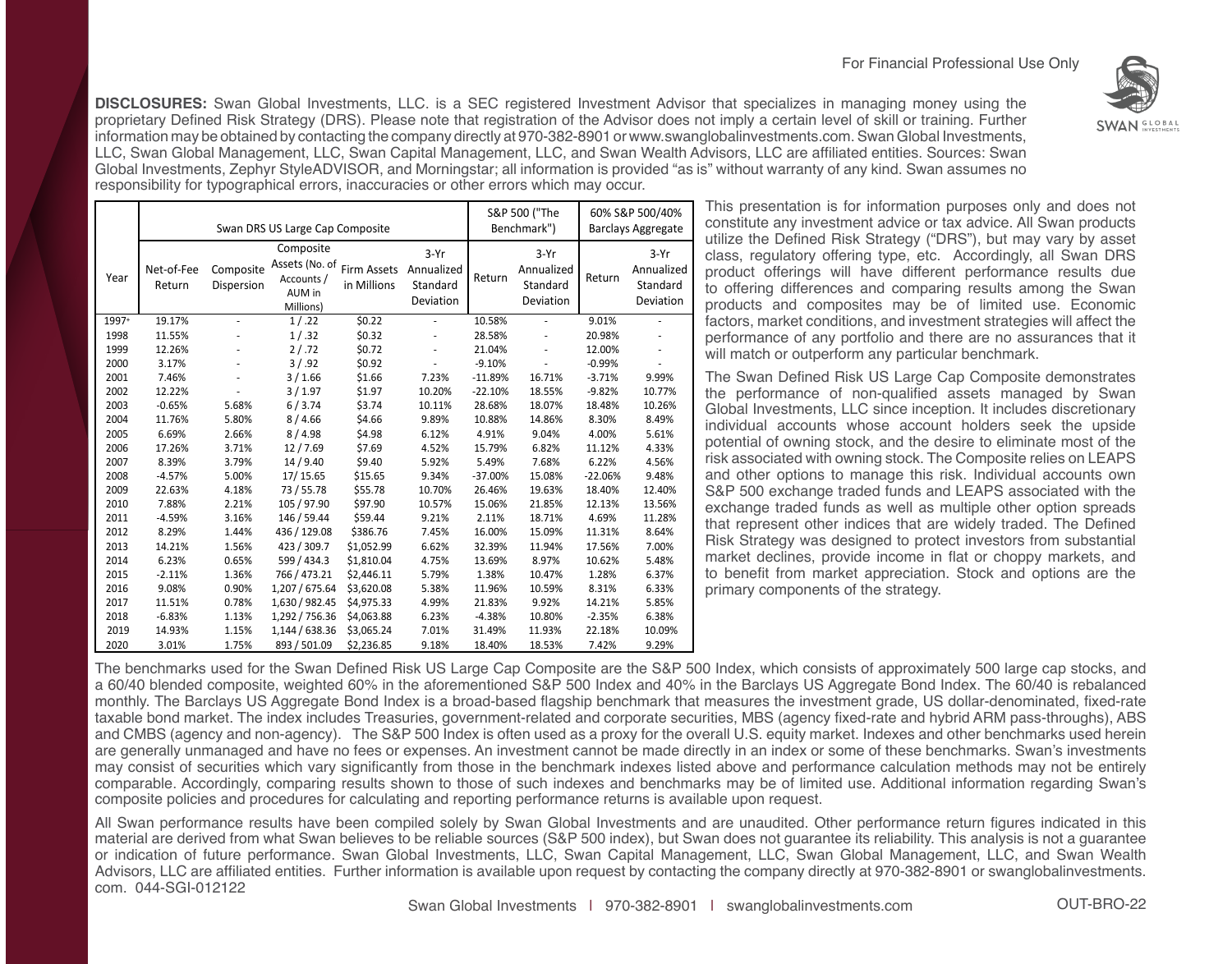For Financial Professional Use Only

**DISCLOSURES:** Swan Global Investments, LLC. is a SEC registered Investment Advisor that specializes in managing money using the proprietary Defined Risk Strategy (DRS). Please note that registration of the Advisor does not imply a certain level of skill or training. Further information may be obtained by contacting the company directly at 970-382-8901 or www.swanglobalinvestments.com. Swan Global Investments, LLC, Swan Global Management, LLC, Swan Capital Management, LLC, and Swan Wealth Advisors, LLC are affiliated entities. Sources: Swan Global Investments, Zephyr StyleADVISOR, and Morningstar; all information is provided "as is" without warranty of any kind. Swan assumes no responsibility for typographical errors, inaccuracies or other errors which may occur.

| | Swan DRS US Large Cap Composite | | | | | S&P 500 ("The Benchmark") | | 60% S&P 500/40% Barclays Aggregate | |
|---|---|---|---|---|---|---|---|---|---|
| Year | Net-of-Fee Return | Composite Dispersion | Composite Assets (No. of Accounts / AUM in Millions) | Firm Assets in Millions | 3-Yr Annualized Standard Deviation | Return | 3-Yr Annualized Standard Deviation | Return | 3-Yr Annualized Standard Deviation |
| 1997+ | 19.17% | - | 1 / .22 | $0.22 | - | 10.58% | - | 9.01% | - |
| 1998 | 11.55% | - | 1 / .32 | $0.32 | - | 28.58% | - | 20.98% | - |
| 1999 | 12.26% | - | 2 / .72 | $0.72 | - | 21.04% | - | 12.00% | - |
| 2000 | 3.17% | - | 3 / .92 | $0.92 | - | -9.10% | - | -0.99% | - |
| 2001 | 7.46% | - | 3 / 1.66 | $1.66 | 7.23% | -11.89% | 16.71% | -3.71% | 9.99% |
| 2002 | 12.22% | - | 3 / 1.97 | $1.97 | 10.20% | -22.10% | 18.55% | -9.82% | 10.77% |
| 2003 | -0.65% | 5.68% | 6 / 3.74 | $3.74 | 10.11% | 28.68% | 18.07% | 18.48% | 10.26% |
| 2004 | 11.76% | 5.80% | 8 / 4.66 | $4.66 | 9.89% | 10.88% | 14.86% | 8.30% | 8.49% |
| 2005 | 6.69% | 2.66% | 8 / 4.98 | $4.98 | 6.12% | 4.91% | 9.04% | 4.00% | 5.61% |
| 2006 | 17.26% | 3.71% | 12 / 7.69 | $7.69 | 4.52% | 15.79% | 6.82% | 11.12% | 4.33% |
| 2007 | 8.39% | 3.79% | 14 / 9.40 | $9.40 | 5.92% | 5.49% | 7.68% | 6.22% | 4.56% |
| 2008 | -4.57% | 5.00% | 17/ 15.65 | $15.65 | 9.34% | -37.00% | 15.08% | -22.06% | 9.48% |
| 2009 | 22.63% | 4.18% | 73 / 55.78 | $55.78 | 10.70% | 26.46% | 19.63% | 18.40% | 12.40% |
| 2010 | 7.88% | 2.21% | 105 / 97.90 | $97.90 | 10.57% | 15.06% | 21.85% | 12.13% | 13.56% |
| 2011 | -4.59% | 3.16% | 146 / 59.44 | $59.44 | 9.21% | 2.11% | 18.71% | 4.69% | 11.28% |
| 2012 | 8.29% | 1.44% | 436 / 129.08 | $386.76 | 7.45% | 16.00% | 15.09% | 11.31% | 8.64% |
| 2013 | 14.21% | 1.56% | 423 / 309.7 | $1,052.99 | 6.62% | 32.39% | 11.94% | 17.56% | 7.00% |
| 2014 | 6.23% | 0.65% | 599 / 434.3 | $1,810.04 | 4.75% | 13.69% | 8.97% | 10.62% | 5.48% |
| 2015 | -2.11% | 1.36% | 766 / 473.21 | $2,446.11 | 5.79% | 1.38% | 10.47% | 1.28% | 6.37% |
| 2016 | 9.08% | 0.90% | 1,207 / 675.64 | $3,620.08 | 5.38% | 11.96% | 10.59% | 8.31% | 6.33% |
| 2017 | 11.51% | 0.78% | 1,630 / 982.45 | $4,975.33 | 4.99% | 21.83% | 9.92% | 14.21% | 5.85% |
| 2018 | -6.83% | 1.13% | 1,292 / 756.36 | $4,063.88 | 6.23% | -4.38% | 10.80% | -2.35% | 6.38% |
| 2019 | 14.93% | 1.15% | 1,144 / 638.36 | $3,065.24 | 7.01% | 31.49% | 11.93% | 22.18% | 10.09% |
| 2020 | 3.01% | 1.75% | 893 / 501.09 | $2,236.85 | 9.18% | 18.40% | 18.53% | 7.42% | 9.29% |

This presentation is for information purposes only and does not constitute any investment advice or tax advice. All Swan products utilize the Defined Risk Strategy ("DRS"), but may vary by asset class, regulatory offering type, etc. Accordingly, all Swan DRS product offerings will have different performance results due to offering differences and comparing results among the Swan products and composites may be of limited use. Economic factors, market conditions, and investment strategies will affect the performance of any portfolio and there are no assurances that it will match or outperform any particular benchmark.

The Swan Defined Risk US Large Cap Composite demonstrates the performance of non-qualified assets managed by Swan Global Investments, LLC since inception. It includes discretionary individual accounts whose account holders seek the upside potential of owning stock, and the desire to eliminate most of the risk associated with owning stock. The Composite relies on LEAPS and other options to manage this risk. Individual accounts own S&P 500 exchange traded funds and LEAPS associated with the exchange traded funds as well as multiple other option spreads that represent other indices that are widely traded. The Defined Risk Strategy was designed to protect investors from substantial market declines, provide income in flat or choppy markets, and to benefit from market appreciation. Stock and options are the primary components of the strategy.

The benchmarks used for the Swan Defined Risk US Large Cap Composite are the S&P 500 Index, which consists of approximately 500 large cap stocks, and a 60/40 blended composite, weighted 60% in the aforementioned S&P 500 Index and 40% in the Barclays US Aggregate Bond Index. The 60/40 is rebalanced monthly. The Barclays US Aggregate Bond Index is a broad-based flagship benchmark that measures the investment grade, US dollar-denominated, fixed-rate taxable bond market. The index includes Treasuries, government-related and corporate securities, MBS (agency fixed-rate and hybrid ARM pass-throughs), ABS and CMBS (agency and non-agency). The S&P 500 Index is often used as a proxy for the overall U.S. equity market. Indexes and other benchmarks used herein are generally unmanaged and have no fees or expenses. An investment cannot be made directly in an index or some of these benchmarks. Swan's investments may consist of securities which vary significantly from those in the benchmark indexes listed above and performance calculation methods may not be entirely comparable. Accordingly, comparing results shown to those of such indexes and benchmarks may be of limited use. Additional information regarding Swan's composite policies and procedures for calculating and reporting performance returns is available upon request.

All Swan performance results have been compiled solely by Swan Global Investments and are unaudited. Other performance return figures indicated in this material are derived from what Swan believes to be reliable sources (S&P 500 index), but Swan does not guarantee its reliability. This analysis is not a guarantee or indication of future performance. Swan Global Investments, LLC, Swan Capital Management, LLC, Swan Global Management, LLC, and Swan Wealth Advisors, LLC are affiliated entities. Further information is available upon request by contacting the company directly at 970-382-8901 or swanglobalinvestments.com. 044-SGI-012122

Swan Global Investments | 970-382-8901 | swanglobalinvestments.com

OUT-BRO-22